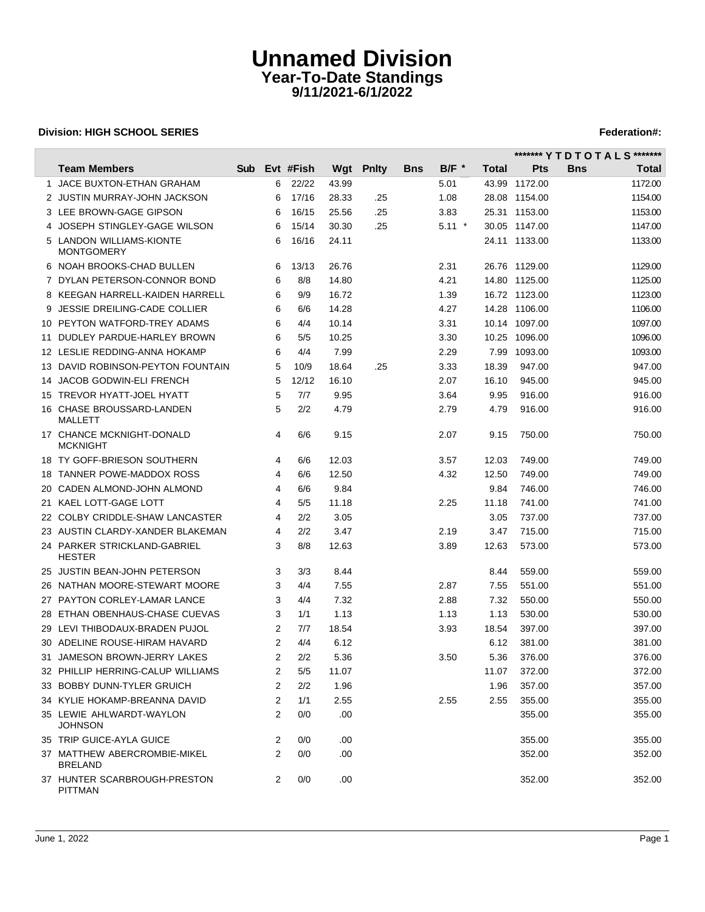# Unnamed Division
## Year-To-Date Standings
### 9/11/2021-6/1/2022

**Division: HIGH SCHOOL SERIES** **Federation#:**

| | Team Members | Sub | Evt | #Fish | Wgt | Pnlty | Bns | B/F * | Total | ******* Y T D T O T A L S ******* Pts | Bns | Total |
|---|---|---|---|---|---|---|---|---|---|---|---|---|
| 1 | JACE BUXTON-ETHAN GRAHAM | | 6 | 22/22 | 43.99 | | | 5.01 | 43.99 | 1172.00 | | 1172.00 |
| 2 | JUSTIN MURRAY-JOHN JACKSON | | 6 | 17/16 | 28.33 | .25 | | 1.08 | 28.08 | 1154.00 | | 1154.00 |
| 3 | LEE BROWN-GAGE GIPSON | | 6 | 16/15 | 25.56 | .25 | | 3.83 | 25.31 | 1153.00 | | 1153.00 |
| 4 | JOSEPH STINGLEY-GAGE WILSON | | 6 | 15/14 | 30.30 | .25 | | 5.11 * | 30.05 | 1147.00 | | 1147.00 |
| 5 | LANDON WILLIAMS-KIONTE MONTGOMERY | | 6 | 16/16 | 24.11 | | | | 24.11 | 1133.00 | | 1133.00 |
| 6 | NOAH BROOKS-CHAD BULLEN | | 6 | 13/13 | 26.76 | | | 2.31 | 26.76 | 1129.00 | | 1129.00 |
| 7 | DYLAN PETERSON-CONNOR BOND | | 6 | 8/8 | 14.80 | | | 4.21 | 14.80 | 1125.00 | | 1125.00 |
| 8 | KEEGAN HARRELL-KAIDEN HARRELL | | 6 | 9/9 | 16.72 | | | 1.39 | 16.72 | 1123.00 | | 1123.00 |
| 9 | JESSIE DREILING-CADE COLLIER | | 6 | 6/6 | 14.28 | | | 4.27 | 14.28 | 1106.00 | | 1106.00 |
| 10 | PEYTON WATFORD-TREY ADAMS | | 6 | 4/4 | 10.14 | | | 3.31 | 10.14 | 1097.00 | | 1097.00 |
| 11 | DUDLEY PARDUE-HARLEY BROWN | | 6 | 5/5 | 10.25 | | | 3.30 | 10.25 | 1096.00 | | 1096.00 |
| 12 | LESLIE REDDING-ANNA HOKAMP | | 6 | 4/4 | 7.99 | | | 2.29 | 7.99 | 1093.00 | | 1093.00 |
| 13 | DAVID ROBINSON-PEYTON FOUNTAIN | | 5 | 10/9 | 18.64 | .25 | | 3.33 | 18.39 | 947.00 | | 947.00 |
| 14 | JACOB GODWIN-ELI FRENCH | | 5 | 12/12 | 16.10 | | | 2.07 | 16.10 | 945.00 | | 945.00 |
| 15 | TREVOR HYATT-JOEL HYATT | | 5 | 7/7 | 9.95 | | | 3.64 | 9.95 | 916.00 | | 916.00 |
| 16 | CHASE BROUSSARD-LANDEN MALLETT | | 5 | 2/2 | 4.79 | | | 2.79 | 4.79 | 916.00 | | 916.00 |
| 17 | CHANCE MCKNIGHT-DONALD MCKNIGHT | | 4 | 6/6 | 9.15 | | | 2.07 | 9.15 | 750.00 | | 750.00 |
| 18 | TY GOFF-BRIESON SOUTHERN | | 4 | 6/6 | 12.03 | | | 3.57 | 12.03 | 749.00 | | 749.00 |
| 18 | TANNER POWE-MADDOX ROSS | | 4 | 6/6 | 12.50 | | | 4.32 | 12.50 | 749.00 | | 749.00 |
| 20 | CADEN ALMOND-JOHN ALMOND | | 4 | 6/6 | 9.84 | | | | 9.84 | 746.00 | | 746.00 |
| 21 | KAEL LOTT-GAGE LOTT | | 4 | 5/5 | 11.18 | | | 2.25 | 11.18 | 741.00 | | 741.00 |
| 22 | COLBY CRIDDLE-SHAW LANCASTER | | 4 | 2/2 | 3.05 | | | | 3.05 | 737.00 | | 737.00 |
| 23 | AUSTIN CLARDY-XANDER BLAKEMAN | | 4 | 2/2 | 3.47 | | | 2.19 | 3.47 | 715.00 | | 715.00 |
| 24 | PARKER STRICKLAND-GABRIEL HESTER | | 3 | 8/8 | 12.63 | | | 3.89 | 12.63 | 573.00 | | 573.00 |
| 25 | JUSTIN BEAN-JOHN PETERSON | | 3 | 3/3 | 8.44 | | | | 8.44 | 559.00 | | 559.00 |
| 26 | NATHAN MOORE-STEWART MOORE | | 3 | 4/4 | 7.55 | | | 2.87 | 7.55 | 551.00 | | 551.00 |
| 27 | PAYTON CORLEY-LAMAR LANCE | | 3 | 4/4 | 7.32 | | | 2.88 | 7.32 | 550.00 | | 550.00 |
| 28 | ETHAN OBENHAUS-CHASE CUEVAS | | 3 | 1/1 | 1.13 | | | 1.13 | 1.13 | 530.00 | | 530.00 |
| 29 | LEVI THIBODAUX-BRADEN PUJOL | | 2 | 7/7 | 18.54 | | | 3.93 | 18.54 | 397.00 | | 397.00 |
| 30 | ADELINE ROUSE-HIRAM HAVARD | | 2 | 4/4 | 6.12 | | | | 6.12 | 381.00 | | 381.00 |
| 31 | JAMESON BROWN-JERRY LAKES | | 2 | 2/2 | 5.36 | | | 3.50 | 5.36 | 376.00 | | 376.00 |
| 32 | PHILLIP HERRING-CALUP WILLIAMS | | 2 | 5/5 | 11.07 | | | | 11.07 | 372.00 | | 372.00 |
| 33 | BOBBY DUNN-TYLER GRUICH | | 2 | 2/2 | 1.96 | | | | 1.96 | 357.00 | | 357.00 |
| 34 | KYLIE HOKAMP-BREANNA DAVID | | 2 | 1/1 | 2.55 | | | 2.55 | 2.55 | 355.00 | | 355.00 |
| 35 | LEWIE AHLWARDT-WAYLON JOHNSON | | 2 | 0/0 | .00 | | | | | 355.00 | | 355.00 |
| 35 | TRIP GUICE-AYLA GUICE | | 2 | 0/0 | .00 | | | | | 355.00 | | 355.00 |
| 37 | MATTHEW ABERCROMBIE-MIKEL BRELAND | | 2 | 0/0 | .00 | | | | | 352.00 | | 352.00 |
| 37 | HUNTER SCARBROUGH-PRESTON PITTMAN | | 2 | 0/0 | .00 | | | | | 352.00 | | 352.00 |

June 1, 2022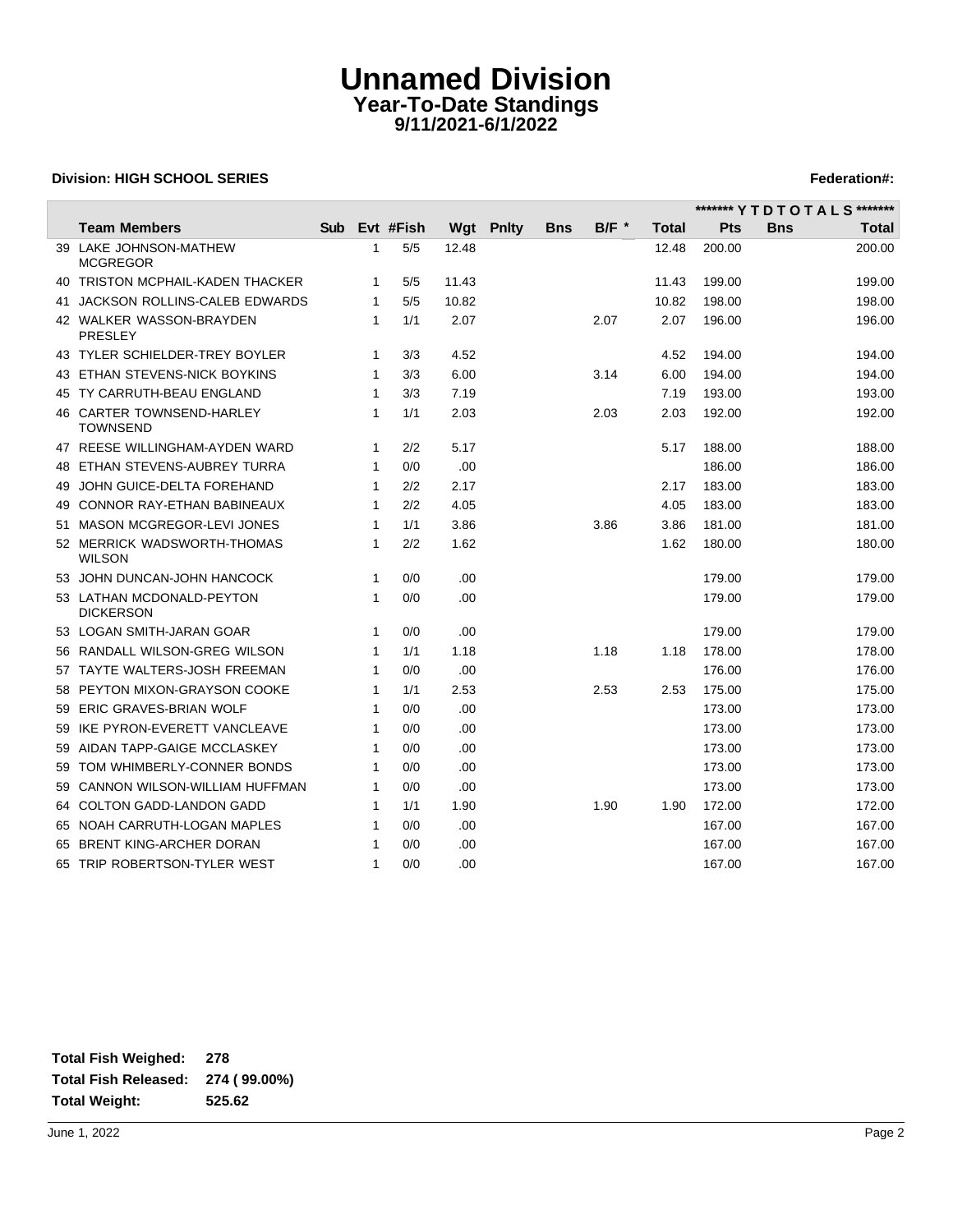# Unnamed Division

## Year-To-Date Standings

### 9/11/2021-6/1/2022

**Division: HIGH SCHOOL SERIES** **Federation#:**

| | | | | | | | | | | ******* Y T D T O T A L S ******* | | |
|---|---|---|---|---|---|---|---|---|---|---|---|---|
| | **Team Members** | **Sub** | **Evt** | **#Fish** | **Wgt** | **Pnlty** | **Bns** | **B/F *** | **Total** | **Pts** | **Bns** | **Total** |
| 39 | LAKE JOHNSON-MATHEW MCGREGOR | | 1 | 5/5 | 12.48 | | | | 12.48 | 200.00 | | 200.00 |
| 40 | TRISTON MCPHAIL-KADEN THACKER | | 1 | 5/5 | 11.43 | | | | 11.43 | 199.00 | | 199.00 |
| 41 | JACKSON ROLLINS-CALEB EDWARDS | | 1 | 5/5 | 10.82 | | | | 10.82 | 198.00 | | 198.00 |
| 42 | WALKER WASSON-BRAYDEN PRESLEY | | 1 | 1/1 | 2.07 | | | 2.07 | 2.07 | 196.00 | | 196.00 |
| 43 | TYLER SCHIELDER-TREY BOYLER | | 1 | 3/3 | 4.52 | | | | 4.52 | 194.00 | | 194.00 |
| 43 | ETHAN STEVENS-NICK BOYKINS | | 1 | 3/3 | 6.00 | | | 3.14 | 6.00 | 194.00 | | 194.00 |
| 45 | TY CARRUTH-BEAU ENGLAND | | 1 | 3/3 | 7.19 | | | | 7.19 | 193.00 | | 193.00 |
| 46 | CARTER TOWNSEND-HARLEY TOWNSEND | | 1 | 1/1 | 2.03 | | | 2.03 | 2.03 | 192.00 | | 192.00 |
| 47 | REESE WILLINGHAM-AYDEN WARD | | 1 | 2/2 | 5.17 | | | | 5.17 | 188.00 | | 188.00 |
| 48 | ETHAN STEVENS-AUBREY TURRA | | 1 | 0/0 | .00 | | | | | 186.00 | | 186.00 |
| 49 | JOHN GUICE-DELTA FOREHAND | | 1 | 2/2 | 2.17 | | | | 2.17 | 183.00 | | 183.00 |
| 49 | CONNOR RAY-ETHAN BABINEAUX | | 1 | 2/2 | 4.05 | | | | 4.05 | 183.00 | | 183.00 |
| 51 | MASON MCGREGOR-LEVI JONES | | 1 | 1/1 | 3.86 | | | 3.86 | 3.86 | 181.00 | | 181.00 |
| 52 | MERRICK WADSWORTH-THOMAS WILSON | | 1 | 2/2 | 1.62 | | | | 1.62 | 180.00 | | 180.00 |
| 53 | JOHN DUNCAN-JOHN HANCOCK | | 1 | 0/0 | .00 | | | | | 179.00 | | 179.00 |
| 53 | LATHAN MCDONALD-PEYTON DICKERSON | | 1 | 0/0 | .00 | | | | | 179.00 | | 179.00 |
| 53 | LOGAN SMITH-JARAN GOAR | | 1 | 0/0 | .00 | | | | | 179.00 | | 179.00 |
| 56 | RANDALL WILSON-GREG WILSON | | 1 | 1/1 | 1.18 | | | 1.18 | 1.18 | 178.00 | | 178.00 |
| 57 | TAYTE WALTERS-JOSH FREEMAN | | 1 | 0/0 | .00 | | | | | 176.00 | | 176.00 |
| 58 | PEYTON MIXON-GRAYSON COOKE | | 1 | 1/1 | 2.53 | | | 2.53 | 2.53 | 175.00 | | 175.00 |
| 59 | ERIC GRAVES-BRIAN WOLF | | 1 | 0/0 | .00 | | | | | 173.00 | | 173.00 |
| 59 | IKE PYRON-EVERETT VANCLEAVE | | 1 | 0/0 | .00 | | | | | 173.00 | | 173.00 |
| 59 | AIDAN TAPP-GAIGE MCCLASKEY | | 1 | 0/0 | .00 | | | | | 173.00 | | 173.00 |
| 59 | TOM WHIMBERLY-CONNER BONDS | | 1 | 0/0 | .00 | | | | | 173.00 | | 173.00 |
| 59 | CANNON WILSON-WILLIAM HUFFMAN | | 1 | 0/0 | .00 | | | | | 173.00 | | 173.00 |
| 64 | COLTON GADD-LANDON GADD | | 1 | 1/1 | 1.90 | | | 1.90 | 1.90 | 172.00 | | 172.00 |
| 65 | NOAH CARRUTH-LOGAN MAPLES | | 1 | 0/0 | .00 | | | | | 167.00 | | 167.00 |
| 65 | BRENT KING-ARCHER DORAN | | 1 | 0/0 | .00 | | | | | 167.00 | | 167.00 |
| 65 | TRIP ROBERTSON-TYLER WEST | | 1 | 0/0 | .00 | | | | | 167.00 | | 167.00 |

**Total Fish Weighed:** 278
**Total Fish Released:** 274 ( 99.00%)
**Total Weight:** 525.62

June 1, 2022